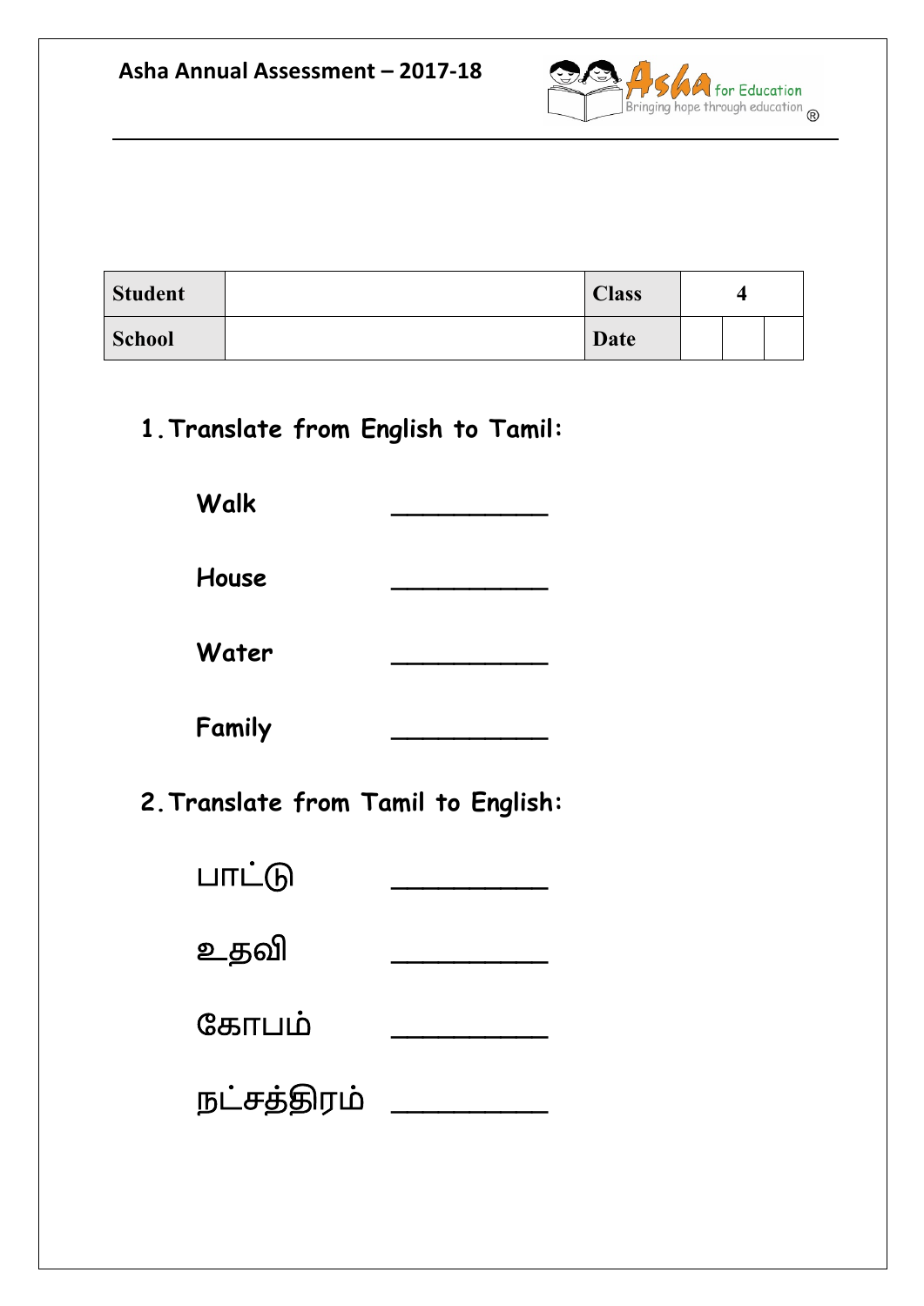**Asha Annual Assessment – 2017-18**

| Student | | Class | 4 | |
|---|---|---|---|---|
| School | | Date | | |

## 1. Translate from English to Tamil:

**Walk** __________

**House** __________

**Water** __________

**Family** __________

## 2. Translate from Tamil to English:

பாட்டு __________

உதவி __________

கோபம் __________

நட்சத்திரம் __________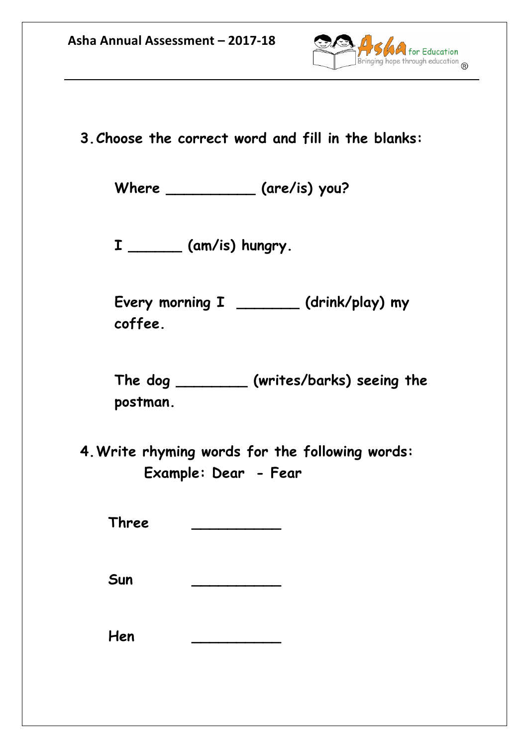**3. Choose the correct word and fill in the blanks:**

**Where __________ (are/is) you?**

**I ______ (am/is) hungry.**

**Every morning I _______ (drink/play) my coffee.**

**The dog ________ (writes/barks) seeing the postman.**

**4. Write rhyming words for the following words:**

**Example: Dear - Fear**

**Three __________**

**Sun __________**

**Hen __________**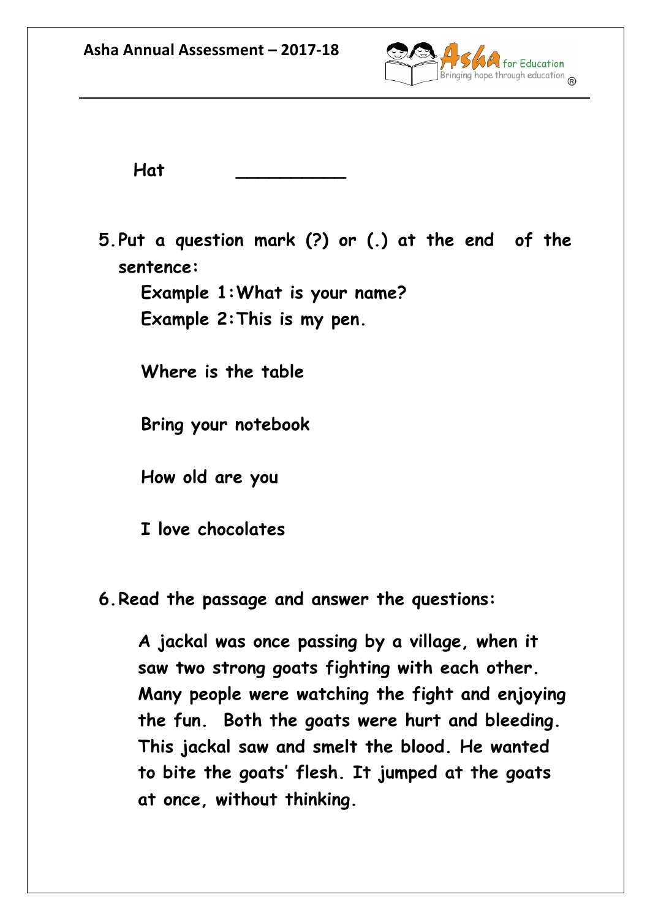**Hat** __________

**5. Put a question mark (?) or (.) at the end of the sentence:**

**Example 1: What is your name?**

**Example 2: This is my pen.**

**Where is the table**

**Bring your notebook**

**How old are you**

**I love chocolates**

**6. Read the passage and answer the questions:**

**A jackal was once passing by a village, when it saw two strong goats fighting with each other. Many people were watching the fight and enjoying the fun. Both the goats were hurt and bleeding. This jackal saw and smelt the blood. He wanted to bite the goats' flesh. It jumped at the goats at once, without thinking.**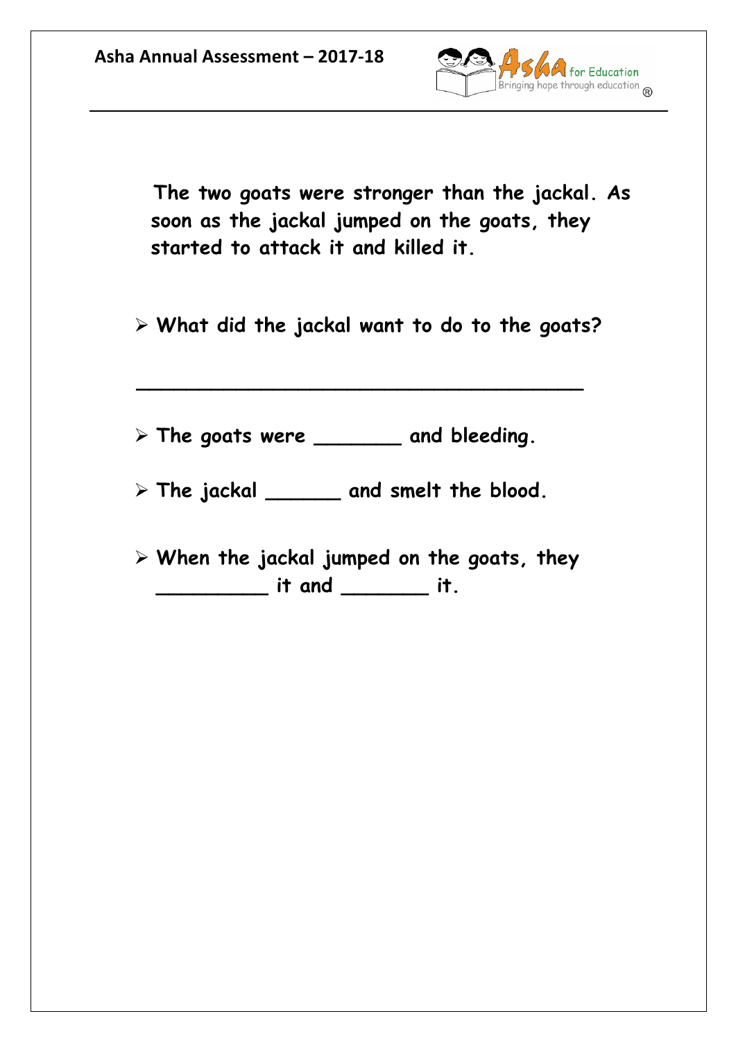**The two goats were stronger than the jackal. As soon as the jackal jumped on the goats, they started to attack it and killed it.**

- **What did the jackal want to do to the goats?**

  ______________________________________

- **The goats were _______ and bleeding.**

- **The jackal ______ and smelt the blood.**

- **When the jackal jumped on the goats, they _________ it and _______ it.**